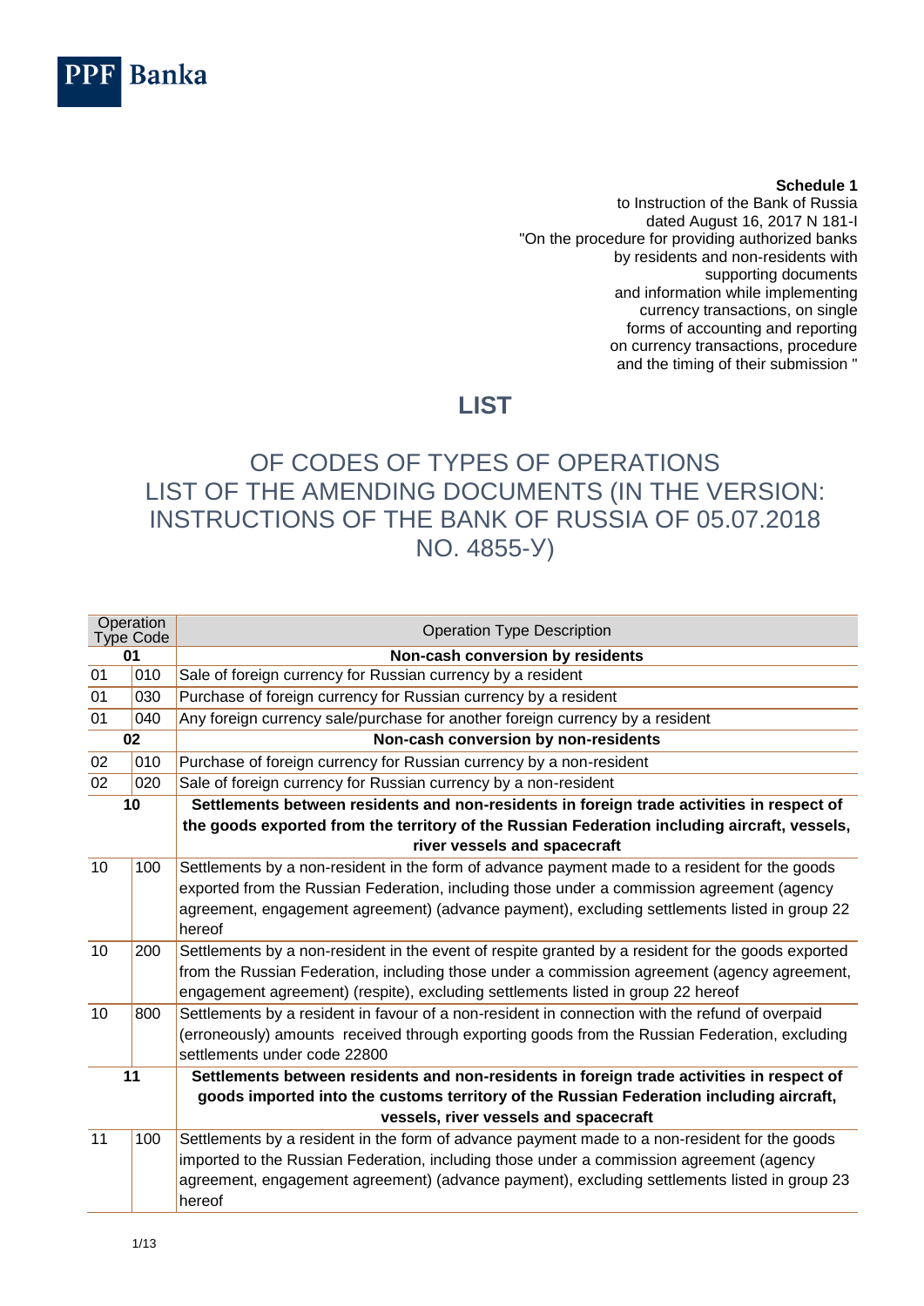PPF Banka

**Schedule 1**
to Instruction of the Bank of Russia
dated August 16, 2017 N 181-I
"On the procedure for providing authorized banks
by residents and non-residents with
supporting documents
and information while implementing
currency transactions, on single
forms of accounting and reporting
on currency transactions, procedure
and the timing of their submission "

# LIST

## OF CODES OF TYPES OF OPERATIONS
## LIST OF THE AMENDING DOCUMENTS (IN THE VERSION: INSTRUCTIONS OF THE BANK OF RUSSIA OF 05.07.2018 NO. 4855-У)

| Operation Type Code | | Operation Type Description |
|---|---|---|
| **01** | | **Non-cash conversion by residents** |
| 01 | 010 | Sale of foreign currency for Russian currency by a resident |
| 01 | 030 | Purchase of foreign currency for Russian currency by a resident |
| 01 | 040 | Any foreign currency sale/purchase for another foreign currency by a resident |
| **02** | | **Non-cash conversion by non-residents** |
| 02 | 010 | Purchase of foreign currency for Russian currency by a non-resident |
| 02 | 020 | Sale of foreign currency for Russian currency by a non-resident |
| **10** | | **Settlements between residents and non-residents in foreign trade activities in respect of the goods exported from the territory of the Russian Federation including aircraft, vessels, river vessels and spacecraft** |
| 10 | 100 | Settlements by a non-resident in the form of advance payment made to a resident for the goods exported from the Russian Federation, including those under a commission agreement (agency agreement, engagement agreement) (advance payment), excluding settlements listed in group 22 hereof |
| 10 | 200 | Settlements by a non-resident in the event of respite granted by a resident for the goods exported from the Russian Federation, including those under a commission agreement (agency agreement, engagement agreement) (respite), excluding settlements listed in group 22 hereof |
| 10 | 800 | Settlements by a resident in favour of a non-resident in connection with the refund of overpaid (erroneously) amounts received through exporting goods from the Russian Federation, excluding settlements under code 22800 |
| **11** | | **Settlements between residents and non-residents in foreign trade activities in respect of goods imported into the customs territory of the Russian Federation including aircraft, vessels, river vessels and spacecraft** |
| 11 | 100 | Settlements by a resident in the form of advance payment made to a non-resident for the goods imported to the Russian Federation, including those under a commission agreement (agency agreement, engagement agreement) (advance payment), excluding settlements listed in group 23 hereof |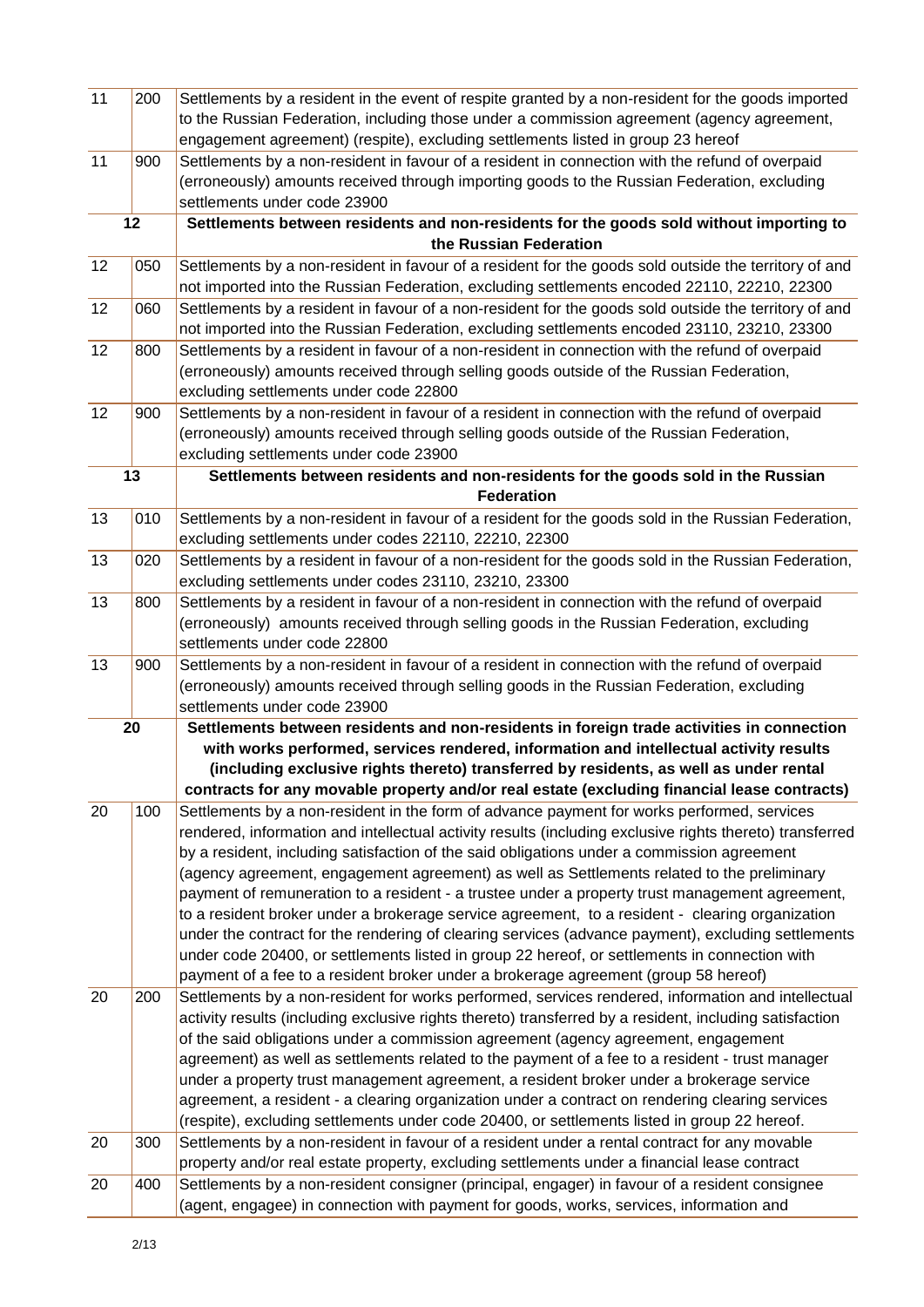| | | |
|---|---|---|
| 11 | 200 | Settlements by a resident in the event of respite granted by a non-resident for the goods imported to the Russian Federation, including those under a commission agreement (agency agreement, engagement agreement) (respite), excluding settlements listed in group 23 hereof |
| 11 | 900 | Settlements by a non-resident in favour of a resident in connection with the refund of overpaid (erroneously) amounts received through importing goods to the Russian Federation, excluding settlements under code 23900 |
| **12** | | **Settlements between residents and non-residents for the goods sold without importing to the Russian Federation** |
| 12 | 050 | Settlements by a non-resident in favour of a resident for the goods sold outside the territory of and not imported into the Russian Federation, excluding settlements encoded 22110, 22210, 22300 |
| 12 | 060 | Settlements by a resident in favour of a non-resident for the goods sold outside the territory of and not imported into the Russian Federation, excluding settlements encoded 23110, 23210, 23300 |
| 12 | 800 | Settlements by a resident in favour of a non-resident in connection with the refund of overpaid (erroneously) amounts received through selling goods outside of the Russian Federation, excluding settlements under code 22800 |
| 12 | 900 | Settlements by a non-resident in favour of a resident in connection with the refund of overpaid (erroneously) amounts received through selling goods outside of the Russian Federation, excluding settlements under code 23900 |
| **13** | | **Settlements between residents and non-residents for the goods sold in the Russian Federation** |
| 13 | 010 | Settlements by a non-resident in favour of a resident for the goods sold in the Russian Federation, excluding settlements under codes 22110, 22210, 22300 |
| 13 | 020 | Settlements by a resident in favour of a non-resident for the goods sold in the Russian Federation, excluding settlements under codes 23110, 23210, 23300 |
| 13 | 800 | Settlements by a resident in favour of a non-resident in connection with the refund of overpaid (erroneously) amounts received through selling goods in the Russian Federation, excluding settlements under code 22800 |
| 13 | 900 | Settlements by a non-resident in favour of a resident in connection with the refund of overpaid (erroneously) amounts received through selling goods in the Russian Federation, excluding settlements under code 23900 |
| **20** | | **Settlements between residents and non-residents in foreign trade activities in connection with works performed, services rendered, information and intellectual activity results (including exclusive rights thereto) transferred by residents, as well as under rental contracts for any movable property and/or real estate (excluding financial lease contracts)** |
| 20 | 100 | Settlements by a non-resident in the form of advance payment for works performed, services rendered, information and intellectual activity results (including exclusive rights thereto) transferred by a resident, including satisfaction of the said obligations under a commission agreement (agency agreement, engagement agreement) as well as Settlements related to the preliminary payment of remuneration to a resident - a trustee under a property trust management agreement, to a resident broker under a brokerage service agreement, to a resident - clearing organization under the contract for the rendering of clearing services (advance payment), excluding settlements under code 20400, or settlements listed in group 22 hereof, or settlements in connection with payment of a fee to a resident broker under a brokerage agreement (group 58 hereof) |
| 20 | 200 | Settlements by a non-resident for works performed, services rendered, information and intellectual activity results (including exclusive rights thereto) transferred by a resident, including satisfaction of the said obligations under a commission agreement (agency agreement, engagement agreement) as well as settlements related to the payment of a fee to a resident - trust manager under a property trust management agreement, a resident broker under a brokerage service agreement, a resident - a clearing organization under a contract on rendering clearing services (respite), excluding settlements under code 20400, or settlements listed in group 22 hereof. |
| 20 | 300 | Settlements by a non-resident in favour of a resident under a rental contract for any movable property and/or real estate property, excluding settlements under a financial lease contract |
| 20 | 400 | Settlements by a non-resident consigner (principal, engager) in favour of a resident consignee (agent, engagee) in connection with payment for goods, works, services, information and |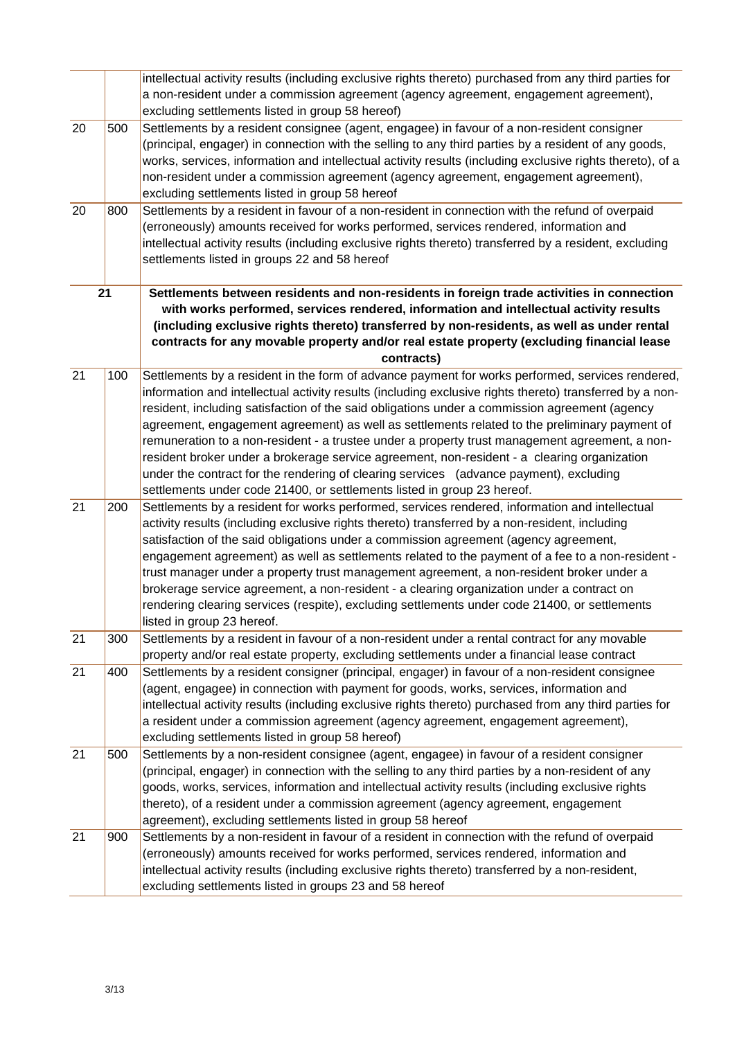| | | |
|---|---|---|
| | | intellectual activity results (including exclusive rights thereto) purchased from any third parties for a non-resident under a commission agreement (agency agreement, engagement agreement), excluding settlements listed in group 58 hereof) |
| 20 | 500 | Settlements by a resident consignee (agent, engagee) in favour of a non-resident consigner (principal, engager) in connection with the selling to any third parties by a resident of any goods, works, services, information and intellectual activity results (including exclusive rights thereto), of a non-resident under a commission agreement (agency agreement, engagement agreement), excluding settlements listed in group 58 hereof |
| 20 | 800 | Settlements by a resident in favour of a non-resident in connection with the refund of overpaid (erroneously) amounts received for works performed, services rendered, information and intellectual activity results (including exclusive rights thereto) transferred by a resident, excluding settlements listed in groups 22 and 58 hereof |
| **21** | | **Settlements between residents and non-residents in foreign trade activities in connection with works performed, services rendered, information and intellectual activity results (including exclusive rights thereto) transferred by non-residents, as well as under rental contracts for any movable property and/or real estate property (excluding financial lease contracts)** |
| 21 | 100 | Settlements by a resident in the form of advance payment for works performed, services rendered, information and intellectual activity results (including exclusive rights thereto) transferred by a non-resident, including satisfaction of the said obligations under a commission agreement (agency agreement, engagement agreement) as well as settlements related to the preliminary payment of remuneration to a non-resident - a trustee under a property trust management agreement, a non-resident broker under a brokerage service agreement, non-resident - a clearing organization under the contract for the rendering of clearing services (advance payment), excluding settlements under code 21400, or settlements listed in group 23 hereof. |
| 21 | 200 | Settlements by a resident for works performed, services rendered, information and intellectual activity results (including exclusive rights thereto) transferred by a non-resident, including satisfaction of the said obligations under a commission agreement (agency agreement, engagement agreement) as well as settlements related to the payment of a fee to a non-resident - trust manager under a property trust management agreement, a non-resident broker under a brokerage service agreement, a non-resident - a clearing organization under a contract on rendering clearing services (respite), excluding settlements under code 21400, or settlements listed in group 23 hereof. |
| 21 | 300 | Settlements by a resident in favour of a non-resident under a rental contract for any movable property and/or real estate property, excluding settlements under a financial lease contract |
| 21 | 400 | Settlements by a resident consigner (principal, engager) in favour of a non-resident consignee (agent, engagee) in connection with payment for goods, works, services, information and intellectual activity results (including exclusive rights thereto) purchased from any third parties for a resident under a commission agreement (agency agreement, engagement agreement), excluding settlements listed in group 58 hereof) |
| 21 | 500 | Settlements by a non-resident consignee (agent, engagee) in favour of a resident consigner (principal, engager) in connection with the selling to any third parties by a non-resident of any goods, works, services, information and intellectual activity results (including exclusive rights thereto), of a resident under a commission agreement (agency agreement, engagement agreement), excluding settlements listed in group 58 hereof |
| 21 | 900 | Settlements by a non-resident in favour of a resident in connection with the refund of overpaid (erroneously) amounts received for works performed, services rendered, information and intellectual activity results (including exclusive rights thereto) transferred by a non-resident, excluding settlements listed in groups 23 and 58 hereof |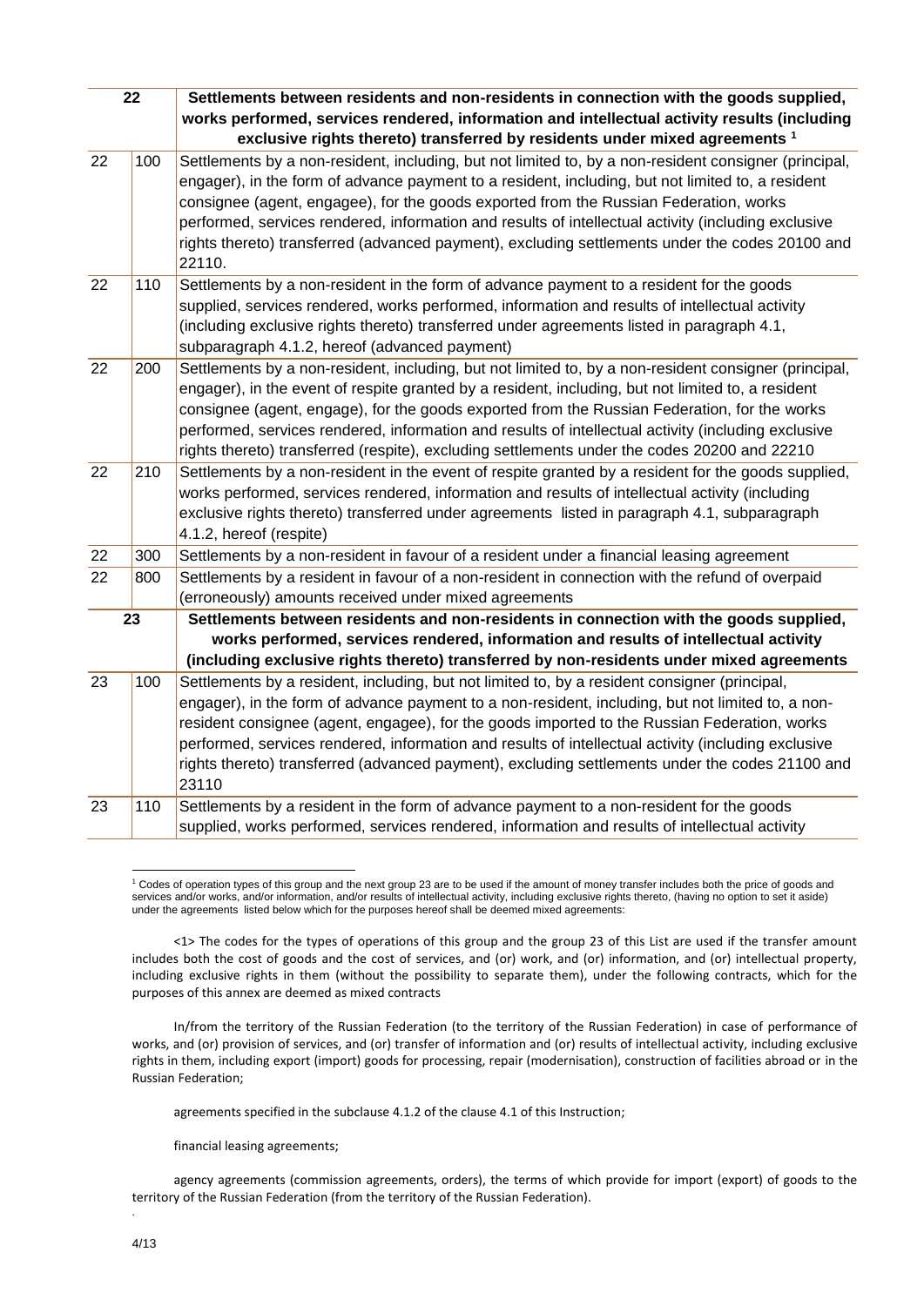| 22 | | Settlements between residents and non-residents in connection with the goods supplied, works performed, services rendered, information and intellectual activity results (including exclusive rights thereto) transferred by residents under mixed agreements [1] |
|---|---|---|
| 22 | 100 | Settlements by a non-resident, including, but not limited to, by a non-resident consigner (principal, engager), in the form of advance payment to a resident, including, but not limited to, a resident consignee (agent, engagee), for the goods exported from the Russian Federation, works performed, services rendered, information and results of intellectual activity (including exclusive rights thereto) transferred (advanced payment), excluding settlements under the codes 20100 and 22110. |
| 22 | 110 | Settlements by a non-resident in the form of advance payment to a resident for the goods supplied, services rendered, works performed, information and results of intellectual activity (including exclusive rights thereto) transferred under agreements listed in paragraph 4.1, subparagraph 4.1.2, hereof (advanced payment) |
| 22 | 200 | Settlements by a non-resident, including, but not limited to, by a non-resident consigner (principal, engager), in the event of respite granted by a resident, including, but not limited to, a resident consignee (agent, engage), for the goods exported from the Russian Federation, for the works performed, services rendered, information and results of intellectual activity (including exclusive rights thereto) transferred (respite), excluding settlements under the codes 20200 and 22210 |
| 22 | 210 | Settlements by a non-resident in the event of respite granted by a resident for the goods supplied, works performed, services rendered, information and results of intellectual activity (including exclusive rights thereto) transferred under agreements listed in paragraph 4.1, subparagraph 4.1.2, hereof (respite) |
| 22 | 300 | Settlements by a non-resident in favour of a resident under a financial leasing agreement |
| 22 | 800 | Settlements by a resident in favour of a non-resident in connection with the refund of overpaid (erroneously) amounts received under mixed agreements |
| 23 | | **Settlements between residents and non-residents in connection with the goods supplied, works performed, services rendered, information and results of intellectual activity (including exclusive rights thereto) transferred by non-residents under mixed agreements** |
| 23 | 100 | Settlements by a resident, including, but not limited to, by a resident consigner (principal, engager), in the form of advance payment to a non-resident, including, but not limited to, a non-resident consignee (agent, engagee), for the goods imported to the Russian Federation, works performed, services rendered, information and results of intellectual activity (including exclusive rights thereto) transferred (advanced payment), excluding settlements under the codes 21100 and 23110 |
| 23 | 110 | Settlements by a resident in the form of advance payment to a non-resident for the goods supplied, works performed, services rendered, information and results of intellectual activity |

[1] Codes of operation types of this group and the next group 23 are to be used if the amount of money transfer includes both the price of goods and services and/or works, and/or information, and/or results of intellectual activity, including exclusive rights thereto, (having no option to set it aside) under the agreements listed below which for the purposes hereof shall be deemed mixed agreements:

<1> The codes for the types of operations of this group and the group 23 of this List are used if the transfer amount includes both the cost of goods and the cost of services, and (or) work, and (or) information, and (or) intellectual property, including exclusive rights in them (without the possibility to separate them), under the following contracts, which for the purposes of this annex are deemed as mixed contracts

In/from the territory of the Russian Federation (to the territory of the Russian Federation) in case of performance of works, and (or) provision of services, and (or) transfer of information and (or) results of intellectual activity, including exclusive rights in them, including export (import) goods for processing, repair (modernisation), construction of facilities abroad or in the Russian Federation;

agreements specified in the subclause 4.1.2 of the clause 4.1 of this Instruction;

financial leasing agreements;

agency agreements (commission agreements, orders), the terms of which provide for import (export) of goods to the territory of the Russian Federation (from the territory of the Russian Federation).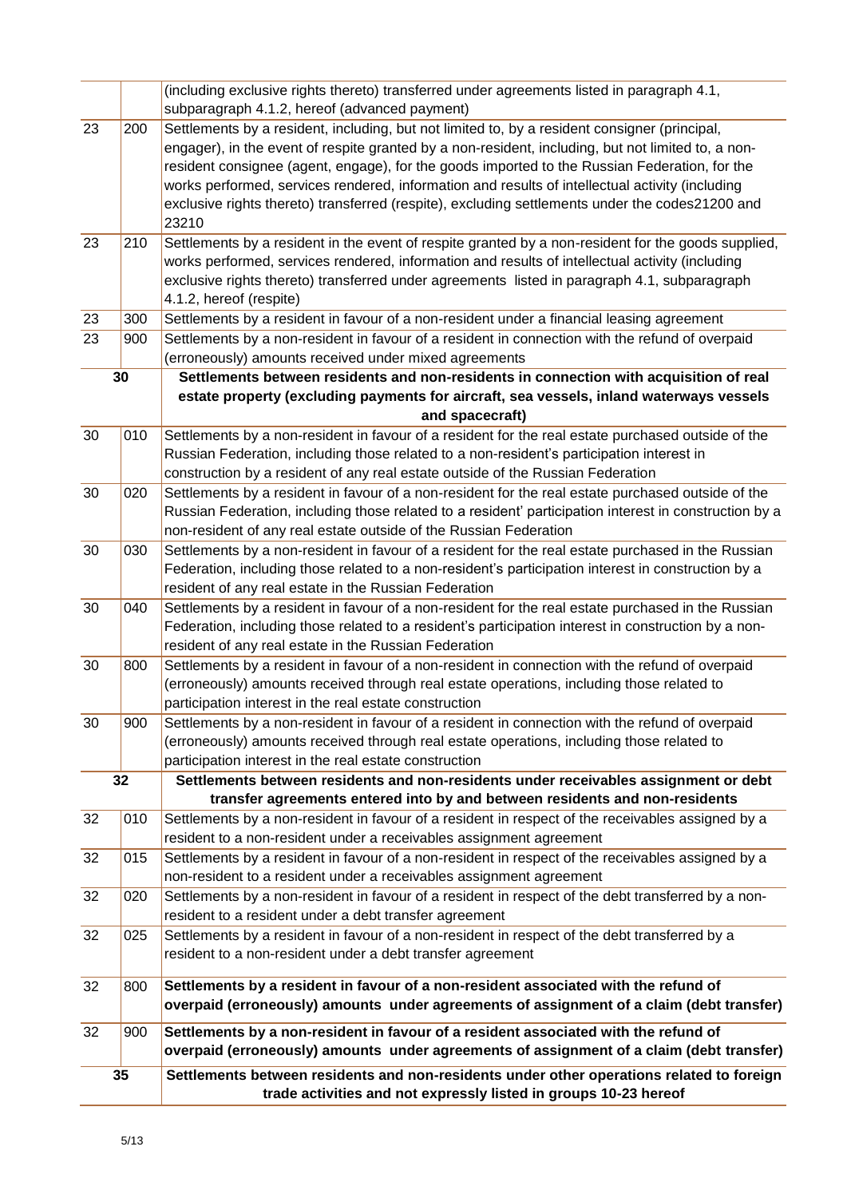|  |  |  |
|---|---|---|
|  |  | (including exclusive rights thereto) transferred under agreements listed in paragraph 4.1, subparagraph 4.1.2, hereof (advanced payment) |
| 23 | 200 | Settlements by a resident, including, but not limited to, by a resident consigner (principal, engager), in the event of respite granted by a non-resident, including, but not limited to, a non-resident consignee (agent, engage), for the goods imported to the Russian Federation, for the works performed, services rendered, information and results of intellectual activity (including exclusive rights thereto) transferred (respite), excluding settlements under the codes21200 and 23210 |
| 23 | 210 | Settlements by a resident in the event of respite granted by a non-resident for the goods supplied, works performed, services rendered, information and results of intellectual activity (including exclusive rights thereto) transferred under agreements listed in paragraph 4.1, subparagraph 4.1.2, hereof (respite) |
| 23 | 300 | Settlements by a resident in favour of a non-resident under a financial leasing agreement |
| 23 | 900 | Settlements by a non-resident in favour of a resident in connection with the refund of overpaid (erroneously) amounts received under mixed agreements |
| **30** |  | **Settlements between residents and non-residents in connection with acquisition of real estate property (excluding payments for aircraft, sea vessels, inland waterways vessels and spacecraft)** |
| 30 | 010 | Settlements by a non-resident in favour of a resident for the real estate purchased outside of the Russian Federation, including those related to a non-resident's participation interest in construction by a resident of any real estate outside of the Russian Federation |
| 30 | 020 | Settlements by a resident in favour of a non-resident for the real estate purchased outside of the Russian Federation, including those related to a resident' participation interest in construction by a non-resident of any real estate outside of the Russian Federation |
| 30 | 030 | Settlements by a non-resident in favour of a resident for the real estate purchased in the Russian Federation, including those related to a non-resident's participation interest in construction by a resident of any real estate in the Russian Federation |
| 30 | 040 | Settlements by a resident in favour of a non-resident for the real estate purchased in the Russian Federation, including those related to a resident's participation interest in construction by a non-resident of any real estate in the Russian Federation |
| 30 | 800 | Settlements by a resident in favour of a non-resident in connection with the refund of overpaid (erroneously) amounts received through real estate operations, including those related to participation interest in the real estate construction |
| 30 | 900 | Settlements by a non-resident in favour of a resident in connection with the refund of overpaid (erroneously) amounts received through real estate operations, including those related to participation interest in the real estate construction |
| **32** |  | **Settlements between residents and non-residents under receivables assignment or debt transfer agreements entered into by and between residents and non-residents** |
| 32 | 010 | Settlements by a non-resident in favour of a resident in respect of the receivables assigned by a resident to a non-resident under a receivables assignment agreement |
| 32 | 015 | Settlements by a resident in favour of a non-resident in respect of the receivables assigned by a non-resident to a resident under a receivables assignment agreement |
| 32 | 020 | Settlements by a non-resident in favour of a resident in respect of the debt transferred by a non-resident to a resident under a debt transfer agreement |
| 32 | 025 | Settlements by a resident in favour of a non-resident in respect of the debt transferred by a resident to a non-resident under a debt transfer agreement |
| 32 | 800 | **Settlements by a resident in favour of a non-resident associated with the refund of overpaid (erroneously) amounts under agreements of assignment of a claim (debt transfer)** |
| 32 | 900 | **Settlements by a non-resident in favour of a resident associated with the refund of overpaid (erroneously) amounts under agreements of assignment of a claim (debt transfer)** |
| **35** |  | **Settlements between residents and non-residents under other operations related to foreign trade activities and not expressly listed in groups 10-23 hereof** |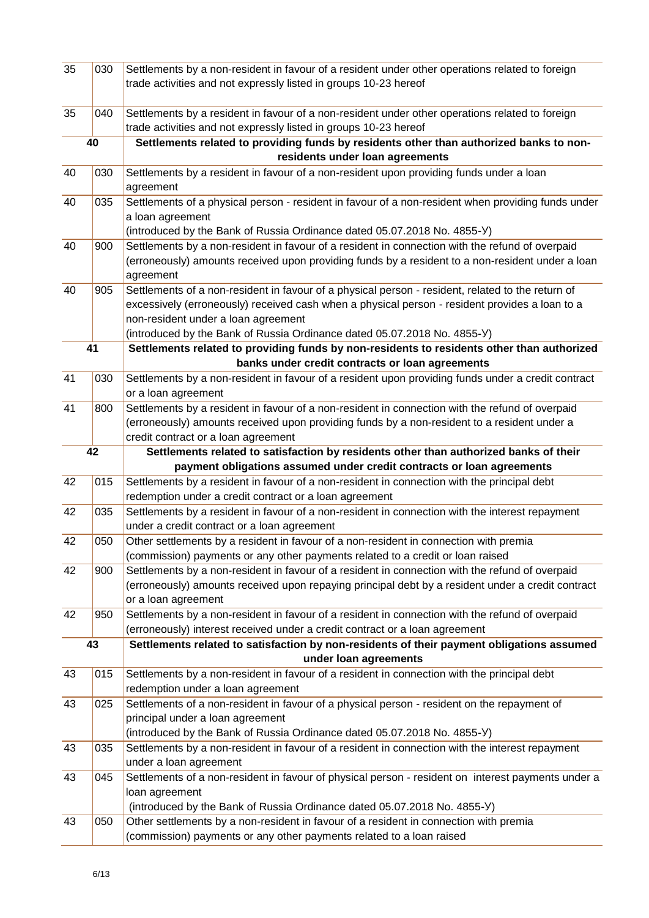| | | |
|---|---|---|
| 35 | 030 | Settlements by a non-resident in favour of a resident under other operations related to foreign trade activities and not expressly listed in groups 10-23 hereof |
| 35 | 040 | Settlements by a resident in favour of a non-resident under other operations related to foreign trade activities and not expressly listed in groups 10-23 hereof |
| **40** | | **Settlements related to providing funds by residents other than authorized banks to non-residents under loan agreements** |
| 40 | 030 | Settlements by a resident in favour of a non-resident upon providing funds under a loan agreement |
| 40 | 035 | Settlements of a physical person - resident in favour of a non-resident when providing funds under a loan agreement (introduced by the Bank of Russia Ordinance dated 05.07.2018 No. 4855-У) |
| 40 | 900 | Settlements by a non-resident in favour of a resident in connection with the refund of overpaid (erroneously) amounts received upon providing funds by a resident to a non-resident under a loan agreement |
| 40 | 905 | Settlements of a non-resident in favour of a physical person - resident, related to the return of excessively (erroneously) received cash when a physical person - resident provides a loan to a non-resident under a loan agreement (introduced by the Bank of Russia Ordinance dated 05.07.2018 No. 4855-У) |
| **41** | | **Settlements related to providing funds by non-residents to residents other than authorized banks under credit contracts or loan agreements** |
| 41 | 030 | Settlements by a non-resident in favour of a resident upon providing funds under a credit contract or a loan agreement |
| 41 | 800 | Settlements by a resident in favour of a non-resident in connection with the refund of overpaid (erroneously) amounts received upon providing funds by a non-resident to a resident under a credit contract or a loan agreement |
| **42** | | **Settlements related to satisfaction by residents other than authorized banks of their payment obligations assumed under credit contracts or loan agreements** |
| 42 | 015 | Settlements by a resident in favour of a non-resident in connection with the principal debt redemption under a credit contract or a loan agreement |
| 42 | 035 | Settlements by a resident in favour of a non-resident in connection with the interest repayment under a credit contract or a loan agreement |
| 42 | 050 | Other settlements by a resident in favour of a non-resident in connection with premia (commission) payments or any other payments related to a credit or loan raised |
| 42 | 900 | Settlements by a non-resident in favour of a resident in connection with the refund of overpaid (erroneously) amounts received upon repaying principal debt by a resident under a credit contract or a loan agreement |
| 42 | 950 | Settlements by a non-resident in favour of a resident in connection with the refund of overpaid (erroneously) interest received under a credit contract or a loan agreement |
| **43** | | **Settlements related to satisfaction by non-residents of their payment obligations assumed under loan agreements** |
| 43 | 015 | Settlements by a non-resident in favour of a resident in connection with the principal debt redemption under a loan agreement |
| 43 | 025 | Settlements of a non-resident in favour of a physical person - resident on the repayment of principal under a loan agreement (introduced by the Bank of Russia Ordinance dated 05.07.2018 No. 4855-У) |
| 43 | 035 | Settlements by a non-resident in favour of a resident in connection with the interest repayment under a loan agreement |
| 43 | 045 | Settlements of a non-resident in favour of physical person - resident on interest payments under a loan agreement (introduced by the Bank of Russia Ordinance dated 05.07.2018 No. 4855-У) |
| 43 | 050 | Other settlements by a non-resident in favour of a resident in connection with premia (commission) payments or any other payments related to a loan raised |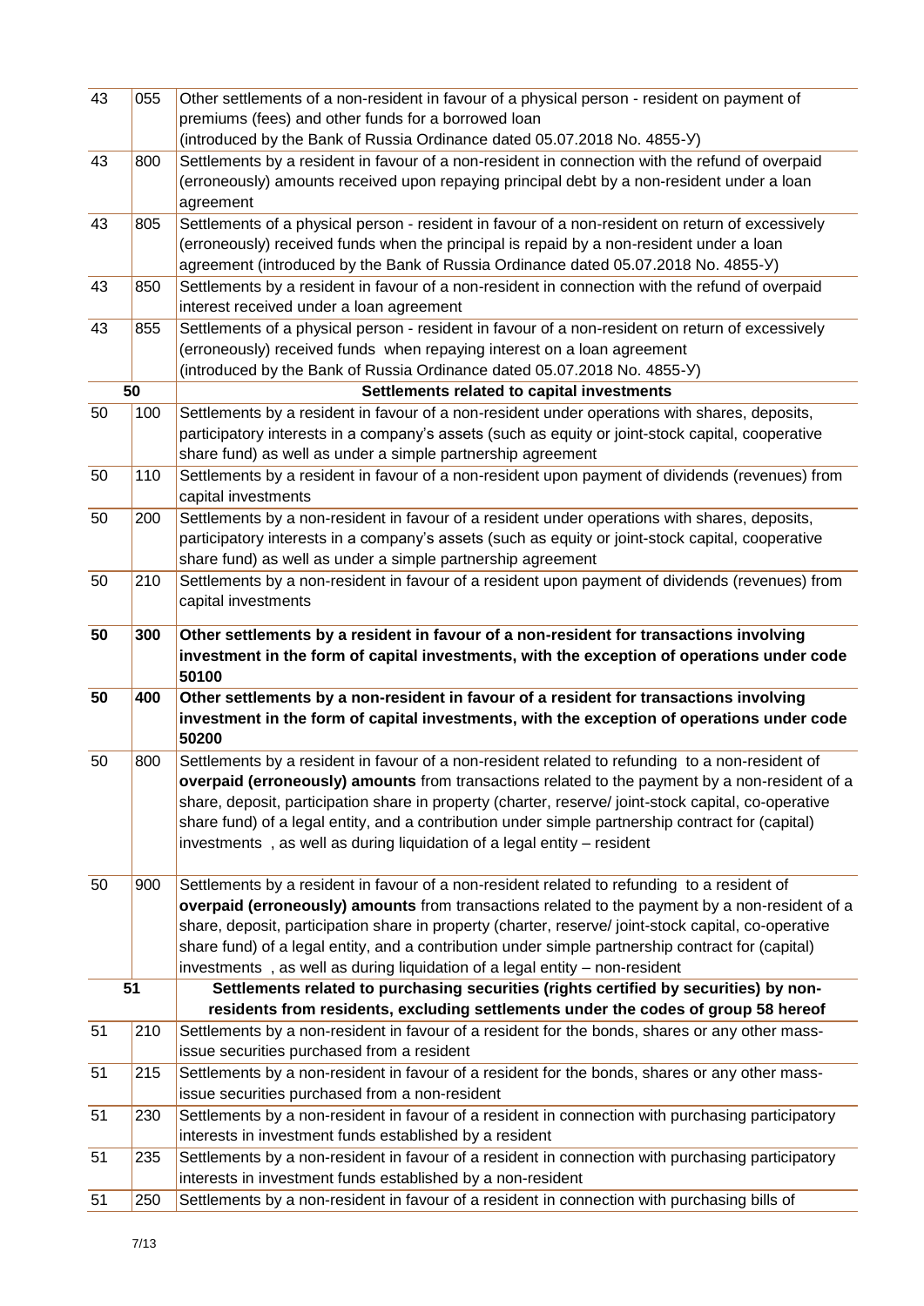| | | |
|---|---|---|
| 43 | 055 | Other settlements of a non-resident in favour of a physical person - resident on payment of premiums (fees) and other funds for a borrowed loan (introduced by the Bank of Russia Ordinance dated 05.07.2018 No. 4855-У) |
| 43 | 800 | Settlements by a resident in favour of a non-resident in connection with the refund of overpaid (erroneously) amounts received upon repaying principal debt by a non-resident under a loan agreement |
| 43 | 805 | Settlements of a physical person - resident in favour of a non-resident on return of excessively (erroneously) received funds when the principal is repaid by a non-resident under a loan agreement (introduced by the Bank of Russia Ordinance dated 05.07.2018 No. 4855-У) |
| 43 | 850 | Settlements by a resident in favour of a non-resident in connection with the refund of overpaid interest received under a loan agreement |
| 43 | 855 | Settlements of a physical person - resident in favour of a non-resident on return of excessively (erroneously) received funds when repaying interest on a loan agreement (introduced by the Bank of Russia Ordinance dated 05.07.2018 No. 4855-У) |
| **50** | | **Settlements related to capital investments** |
| 50 | 100 | Settlements by a resident in favour of a non-resident under operations with shares, deposits, participatory interests in a company's assets (such as equity or joint-stock capital, cooperative share fund) as well as under a simple partnership agreement |
| 50 | 110 | Settlements by a resident in favour of a non-resident upon payment of dividends (revenues) from capital investments |
| 50 | 200 | Settlements by a non-resident in favour of a resident under operations with shares, deposits, participatory interests in a company's assets (such as equity or joint-stock capital, cooperative share fund) as well as under a simple partnership agreement |
| 50 | 210 | Settlements by a non-resident in favour of a resident upon payment of dividends (revenues) from capital investments |
| **50** | **300** | **Other settlements by a resident in favour of a non-resident for transactions involving investment in the form of capital investments, with the exception of operations under code 50100** |
| **50** | **400** | **Other settlements by a non-resident in favour of a resident for transactions involving investment in the form of capital investments, with the exception of operations under code 50200** |
| 50 | 800 | Settlements by a resident in favour of a non-resident related to refunding to a non-resident of **overpaid (erroneously) amounts** from transactions related to the payment by a non-resident of a share, deposit, participation share in property (charter, reserve/ joint-stock capital, co-operative share fund) of a legal entity, and a contribution under simple partnership contract for (capital) investments , as well as during liquidation of a legal entity – resident |
| 50 | 900 | Settlements by a resident in favour of a non-resident related to refunding to a resident of **overpaid (erroneously) amounts** from transactions related to the payment by a non-resident of a share, deposit, participation share in property (charter, reserve/ joint-stock capital, co-operative share fund) of a legal entity, and a contribution under simple partnership contract for (capital) investments , as well as during liquidation of a legal entity – non-resident |
| **51** | | **Settlements related to purchasing securities (rights certified by securities) by non-residents from residents, excluding settlements under the codes of group 58 hereof** |
| 51 | 210 | Settlements by a non-resident in favour of a resident for the bonds, shares or any other mass-issue securities purchased from a resident |
| 51 | 215 | Settlements by a non-resident in favour of a resident for the bonds, shares or any other mass-issue securities purchased from a non-resident |
| 51 | 230 | Settlements by a non-resident in favour of a resident in connection with purchasing participatory interests in investment funds established by a resident |
| 51 | 235 | Settlements by a non-resident in favour of a resident in connection with purchasing participatory interests in investment funds established by a non-resident |
| 51 | 250 | Settlements by a non-resident in favour of a resident in connection with purchasing bills of |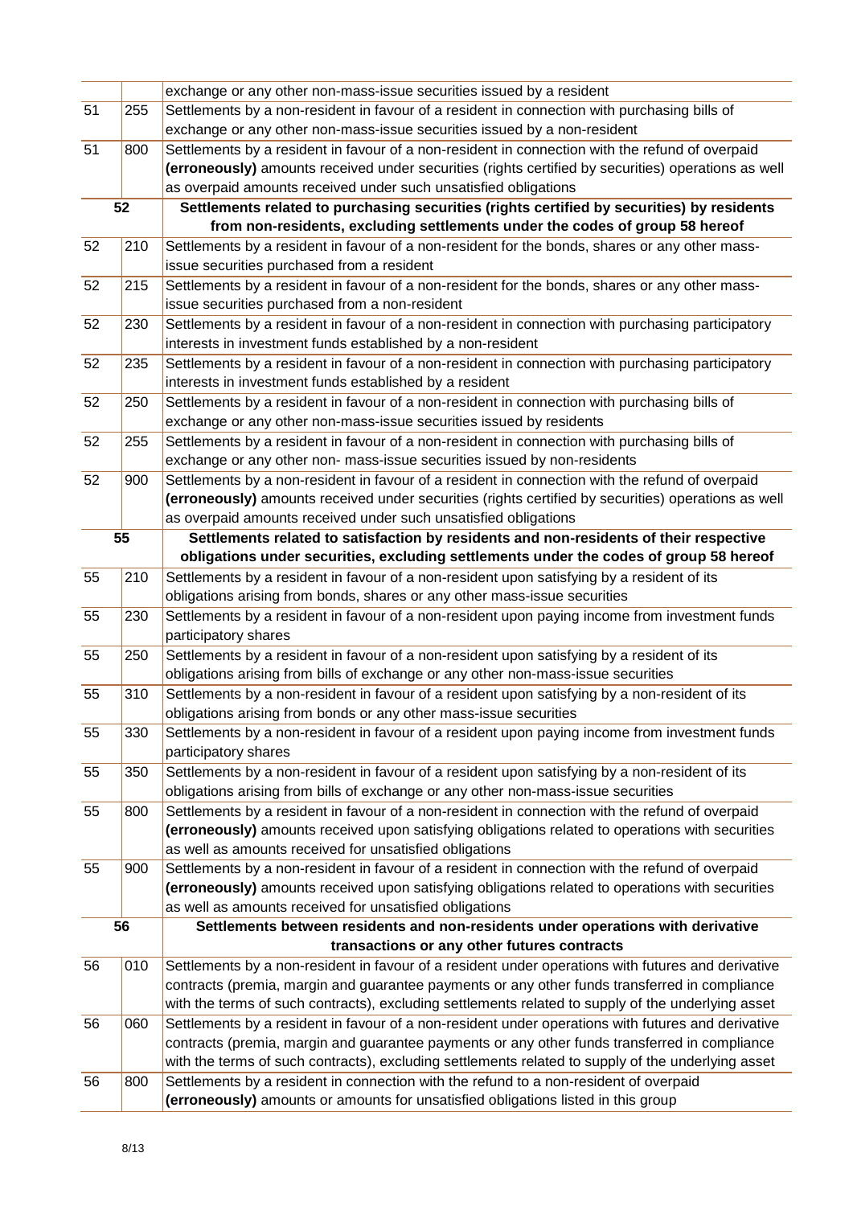| | | |
|---|---|---|
| | | exchange or any other non-mass-issue securities issued by a resident |
| 51 | 255 | Settlements by a non-resident in favour of a resident in connection with purchasing bills of exchange or any other non-mass-issue securities issued by a non-resident |
| 51 | 800 | Settlements by a resident in favour of a non-resident in connection with the refund of overpaid **(erroneously)** amounts received under securities (rights certified by securities) operations as well as overpaid amounts received under such unsatisfied obligations |
| **52** | | **Settlements related to purchasing securities (rights certified by securities) by residents from non-residents, excluding settlements under the codes of group 58 hereof** |
| 52 | 210 | Settlements by a resident in favour of a non-resident for the bonds, shares or any other mass-issue securities purchased from a resident |
| 52 | 215 | Settlements by a resident in favour of a non-resident for the bonds, shares or any other mass-issue securities purchased from a non-resident |
| 52 | 230 | Settlements by a resident in favour of a non-resident in connection with purchasing participatory interests in investment funds established by a non-resident |
| 52 | 235 | Settlements by a resident in favour of a non-resident in connection with purchasing participatory interests in investment funds established by a resident |
| 52 | 250 | Settlements by a resident in favour of a non-resident in connection with purchasing bills of exchange or any other non-mass-issue securities issued by residents |
| 52 | 255 | Settlements by a resident in favour of a non-resident in connection with purchasing bills of exchange or any other non- mass-issue securities issued by non-residents |
| 52 | 900 | Settlements by a non-resident in favour of a resident in connection with the refund of overpaid **(erroneously)** amounts received under securities (rights certified by securities) operations as well as overpaid amounts received under such unsatisfied obligations |
| **55** | | **Settlements related to satisfaction by residents and non-residents of their respective obligations under securities, excluding settlements under the codes of group 58 hereof** |
| 55 | 210 | Settlements by a resident in favour of a non-resident upon satisfying by a resident of its obligations arising from bonds, shares or any other mass-issue securities |
| 55 | 230 | Settlements by a resident in favour of a non-resident upon paying income from investment funds participatory shares |
| 55 | 250 | Settlements by a resident in favour of a non-resident upon satisfying by a resident of its obligations arising from bills of exchange or any other non-mass-issue securities |
| 55 | 310 | Settlements by a non-resident in favour of a resident upon satisfying by a non-resident of its obligations arising from bonds or any other mass-issue securities |
| 55 | 330 | Settlements by a non-resident in favour of a resident upon paying income from investment funds participatory shares |
| 55 | 350 | Settlements by a non-resident in favour of a resident upon satisfying by a non-resident of its obligations arising from bills of exchange or any other non-mass-issue securities |
| 55 | 800 | Settlements by a resident in favour of a non-resident in connection with the refund of overpaid **(erroneously)** amounts received upon satisfying obligations related to operations with securities as well as amounts received for unsatisfied obligations |
| 55 | 900 | Settlements by a non-resident in favour of a resident in connection with the refund of overpaid **(erroneously)** amounts received upon satisfying obligations related to operations with securities as well as amounts received for unsatisfied obligations |
| **56** | | **Settlements between residents and non-residents under operations with derivative transactions or any other futures contracts** |
| 56 | 010 | Settlements by a non-resident in favour of a resident under operations with futures and derivative contracts (premia, margin and guarantee payments or any other funds transferred in compliance with the terms of such contracts), excluding settlements related to supply of the underlying asset |
| 56 | 060 | Settlements by a resident in favour of a non-resident under operations with futures and derivative contracts (premia, margin and guarantee payments or any other funds transferred in compliance with the terms of such contracts), excluding settlements related to supply of the underlying asset |
| 56 | 800 | Settlements by a resident in connection with the refund to a non-resident of overpaid **(erroneously)** amounts or amounts for unsatisfied obligations listed in this group |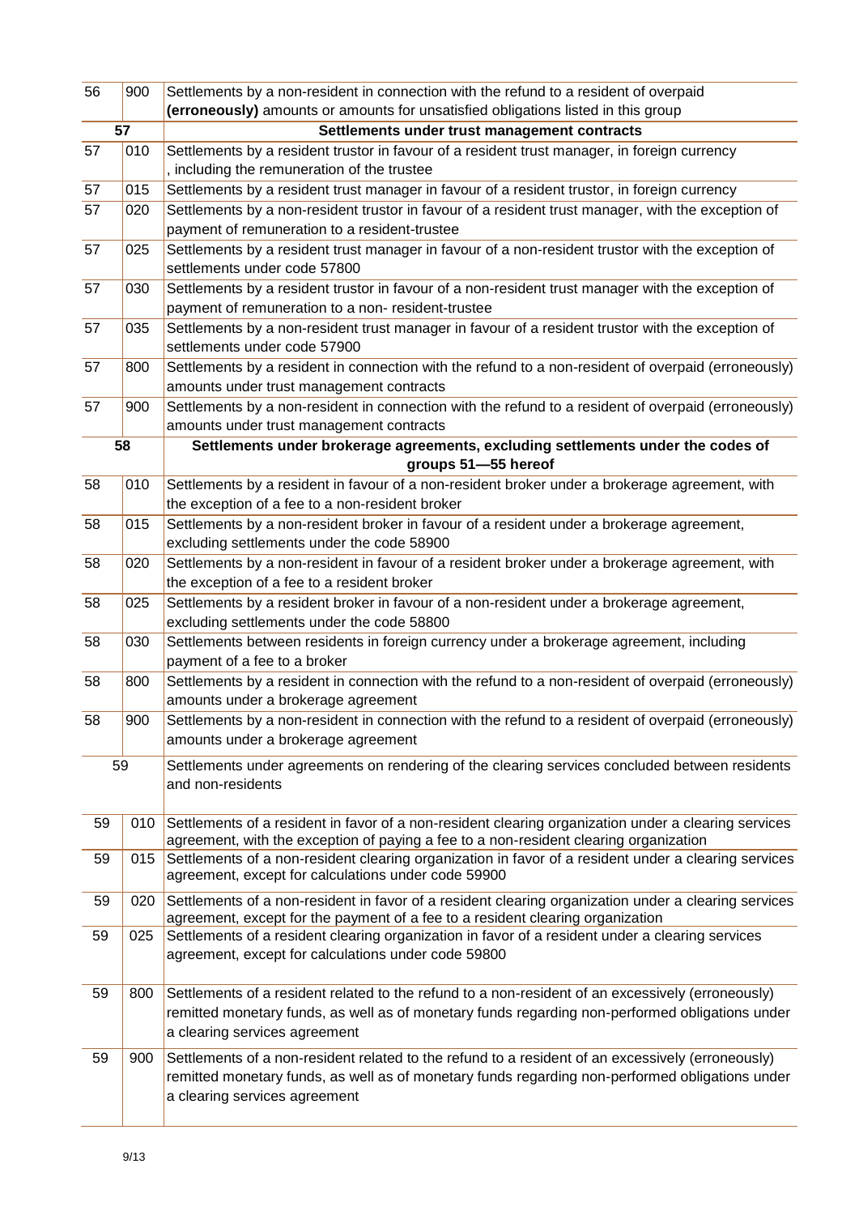| | | |
|---|---|---|
| 56 | 900 | Settlements by a non-resident in connection with the refund to a resident of overpaid **(erroneously)** amounts or amounts for unsatisfied obligations listed in this group |
| **57** | | **Settlements under trust management contracts** |
| 57 | 010 | Settlements by a resident trustor in favour of a resident trust manager, in foreign currency , including the remuneration of the trustee |
| 57 | 015 | Settlements by a resident trust manager in favour of a resident trustor, in foreign currency |
| 57 | 020 | Settlements by a non-resident trustor in favour of a resident trust manager, with the exception of payment of remuneration to a resident-trustee |
| 57 | 025 | Settlements by a resident trust manager in favour of a non-resident trustor with the exception of settlements under code 57800 |
| 57 | 030 | Settlements by a resident trustor in favour of a non-resident trust manager with the exception of payment of remuneration to a non- resident-trustee |
| 57 | 035 | Settlements by a non-resident trust manager in favour of a resident trustor with the exception of settlements under code 57900 |
| 57 | 800 | Settlements by a resident in connection with the refund to a non-resident of overpaid (erroneously) amounts under trust management contracts |
| 57 | 900 | Settlements by a non-resident in connection with the refund to a resident of overpaid (erroneously) amounts under trust management contracts |
| **58** | | **Settlements under brokerage agreements, excluding settlements under the codes of groups 51—55 hereof** |
| 58 | 010 | Settlements by a resident in favour of a non-resident broker under a brokerage agreement, with the exception of a fee to a non-resident broker |
| 58 | 015 | Settlements by a non-resident broker in favour of a resident under a brokerage agreement, excluding settlements under the code 58900 |
| 58 | 020 | Settlements by a non-resident in favour of a resident broker under a brokerage agreement, with the exception of a fee to a resident broker |
| 58 | 025 | Settlements by a resident broker in favour of a non-resident under a brokerage agreement, excluding settlements under the code 58800 |
| 58 | 030 | Settlements between residents in foreign currency under a brokerage agreement, including payment of a fee to a broker |
| 58 | 800 | Settlements by a resident in connection with the refund to a non-resident of overpaid (erroneously) amounts under a brokerage agreement |
| 58 | 900 | Settlements by a non-resident in connection with the refund to a resident of overpaid (erroneously) amounts under a brokerage agreement |
| 59 | | Settlements under agreements on rendering of the clearing services concluded between residents and non-residents |
| 59 | 010 | Settlements of a resident in favor of a non-resident clearing organization under a clearing services agreement, with the exception of paying a fee to a non-resident clearing organization |
| 59 | 015 | Settlements of a non-resident clearing organization in favor of a resident under a clearing services agreement, except for calculations under code 59900 |
| 59 | 020 | Settlements of a non-resident in favor of a resident clearing organization under a clearing services agreement, except for the payment of a fee to a resident clearing organization |
| 59 | 025 | Settlements of a resident clearing organization in favor of a resident under a clearing services agreement, except for calculations under code 59800 |
| 59 | 800 | Settlements of a resident related to the refund to a non-resident of an excessively (erroneously) remitted monetary funds, as well as of monetary funds regarding non-performed obligations under a clearing services agreement |
| 59 | 900 | Settlements of a non-resident related to the refund to a resident of an excessively (erroneously) remitted monetary funds, as well as of monetary funds regarding non-performed obligations under a clearing services agreement |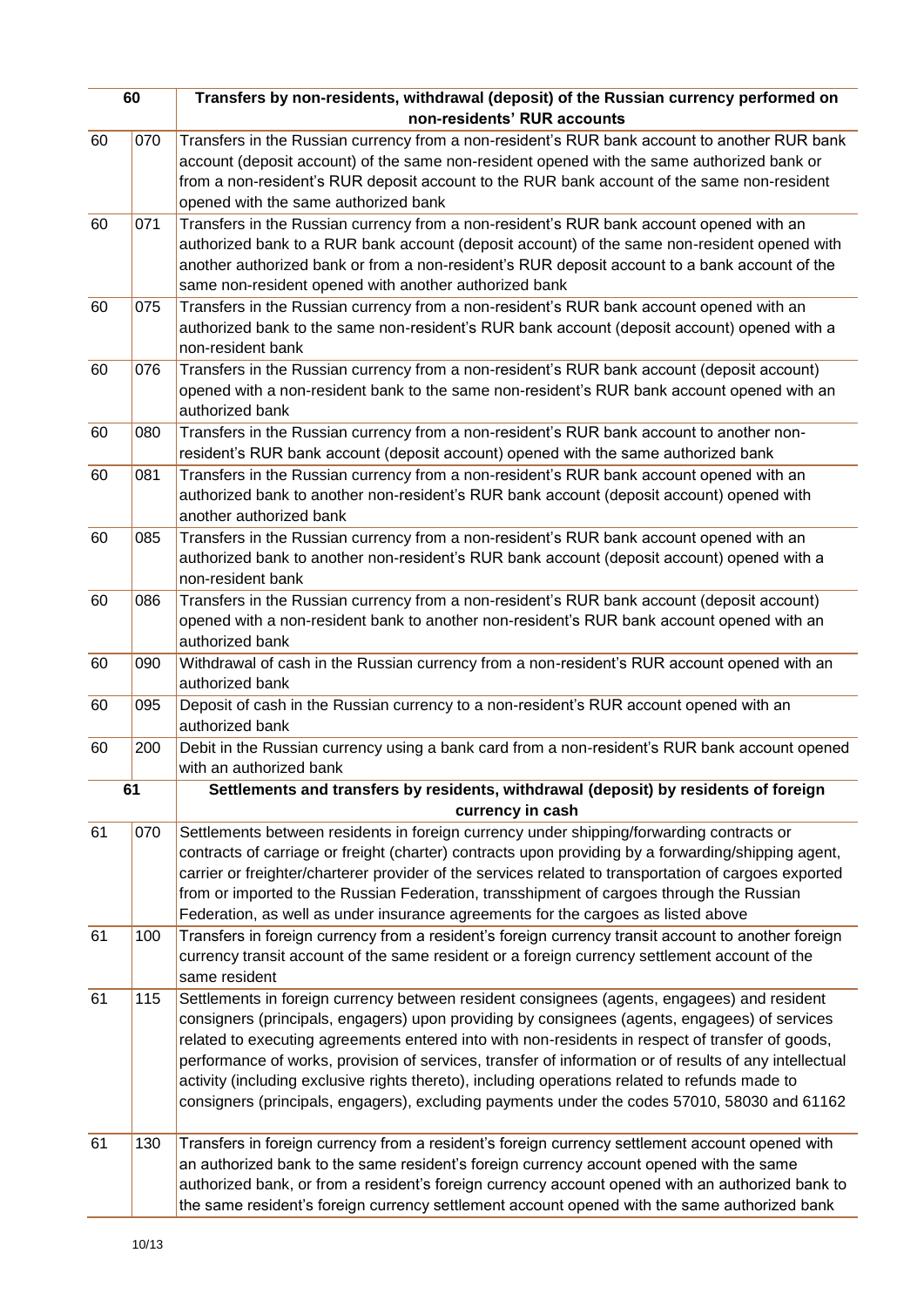| 60 | | Transfers by non-residents, withdrawal (deposit) of the Russian currency performed on non-residents' RUR accounts |
|---|---|---|
| 60 | 070 | Transfers in the Russian currency from a non-resident's RUR bank account to another RUR bank account (deposit account) of the same non-resident opened with the same authorized bank or from a non-resident's RUR deposit account to the RUR bank account of the same non-resident opened with the same authorized bank |
| 60 | 071 | Transfers in the Russian currency from a non-resident's RUR bank account opened with an authorized bank to a RUR bank account (deposit account) of the same non-resident opened with another authorized bank or from a non-resident's RUR deposit account to a bank account of the same non-resident opened with another authorized bank |
| 60 | 075 | Transfers in the Russian currency from a non-resident's RUR bank account opened with an authorized bank to the same non-resident's RUR bank account (deposit account) opened with a non-resident bank |
| 60 | 076 | Transfers in the Russian currency from a non-resident's RUR bank account (deposit account) opened with a non-resident bank to the same non-resident's RUR bank account opened with an authorized bank |
| 60 | 080 | Transfers in the Russian currency from a non-resident's RUR bank account to another non-resident's RUR bank account (deposit account) opened with the same authorized bank |
| 60 | 081 | Transfers in the Russian currency from a non-resident's RUR bank account opened with an authorized bank to another non-resident's RUR bank account (deposit account) opened with another authorized bank |
| 60 | 085 | Transfers in the Russian currency from a non-resident's RUR bank account opened with an authorized bank to another non-resident's RUR bank account (deposit account) opened with a non-resident bank |
| 60 | 086 | Transfers in the Russian currency from a non-resident's RUR bank account (deposit account) opened with a non-resident bank to another non-resident's RUR bank account opened with an authorized bank |
| 60 | 090 | Withdrawal of cash in the Russian currency from a non-resident's RUR account opened with an authorized bank |
| 60 | 095 | Deposit of cash in the Russian currency to a non-resident's RUR account opened with an authorized bank |
| 60 | 200 | Debit in the Russian currency using a bank card from a non-resident's RUR bank account opened with an authorized bank |
| **61** | | **Settlements and transfers by residents, withdrawal (deposit) by residents of foreign currency in cash** |
| 61 | 070 | Settlements between residents in foreign currency under shipping/forwarding contracts or contracts of carriage or freight (charter) contracts upon providing by a forwarding/shipping agent, carrier or freighter/charterer provider of the services related to transportation of cargoes exported from or imported to the Russian Federation, transshipment of cargoes through the Russian Federation, as well as under insurance agreements for the cargoes as listed above |
| 61 | 100 | Transfers in foreign currency from a resident's foreign currency transit account to another foreign currency transit account of the same resident or a foreign currency settlement account of the same resident |
| 61 | 115 | Settlements in foreign currency between resident consignees (agents, engagees) and resident consigners (principals, engagers) upon providing by consignees (agents, engagees) of services related to executing agreements entered into with non-residents in respect of transfer of goods, performance of works, provision of services, transfer of information or of results of any intellectual activity (including exclusive rights thereto), including operations related to refunds made to consigners (principals, engagers), excluding payments under the codes 57010, 58030 and 61162 |
| 61 | 130 | Transfers in foreign currency from a resident's foreign currency settlement account opened with an authorized bank to the same resident's foreign currency account opened with the same authorized bank, or from a resident's foreign currency account opened with an authorized bank to the same resident's foreign currency settlement account opened with the same authorized bank |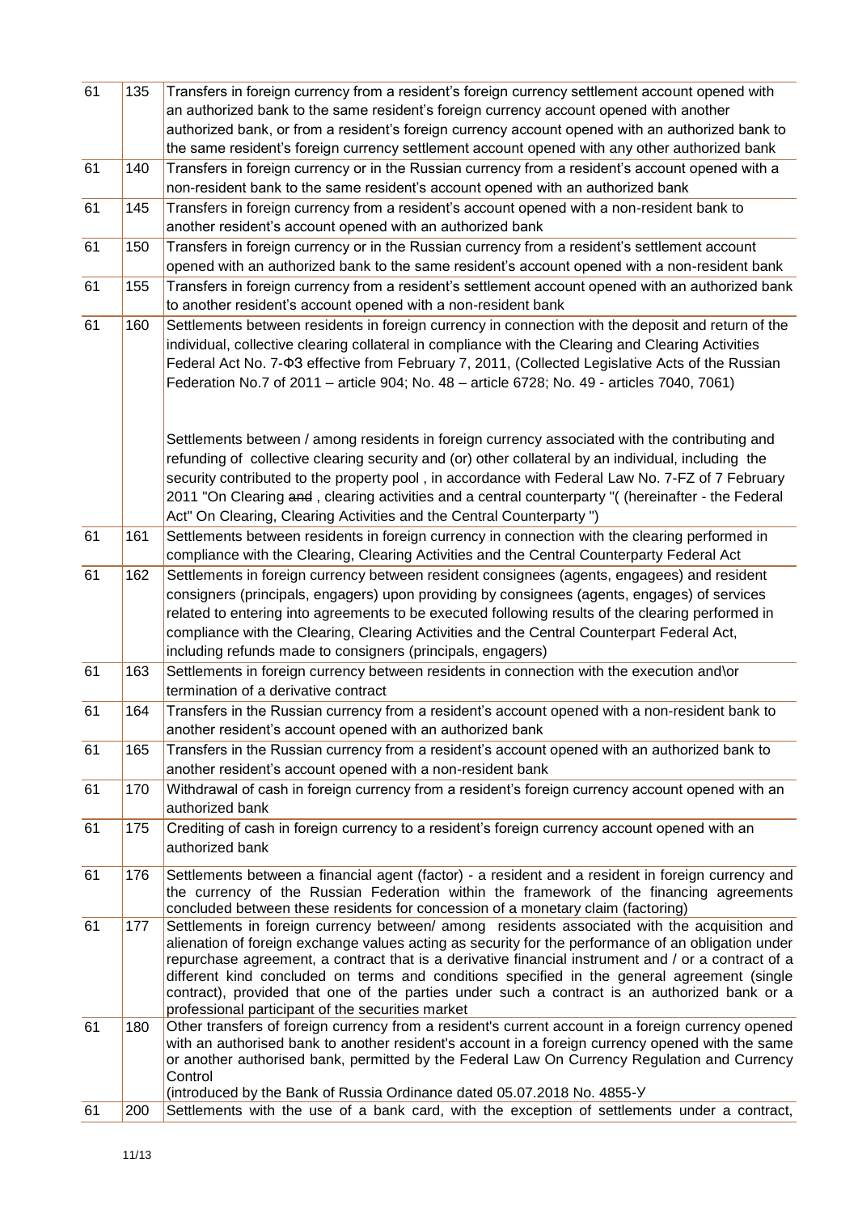| | | |
|---|---|---|
| 61 | 135 | Transfers in foreign currency from a resident's foreign currency settlement account opened with an authorized bank to the same resident's foreign currency account opened with another authorized bank, or from a resident's foreign currency account opened with an authorized bank to the same resident's foreign currency settlement account opened with any other authorized bank |
| 61 | 140 | Transfers in foreign currency or in the Russian currency from a resident's account opened with a non-resident bank to the same resident's account opened with an authorized bank |
| 61 | 145 | Transfers in foreign currency from a resident's account opened with a non-resident bank to another resident's account opened with an authorized bank |
| 61 | 150 | Transfers in foreign currency or in the Russian currency from a resident's settlement account opened with an authorized bank to the same resident's account opened with a non-resident bank |
| 61 | 155 | Transfers in foreign currency from a resident's settlement account opened with an authorized bank to another resident's account opened with a non-resident bank |
| 61 | 160 | Settlements between residents in foreign currency in connection with the deposit and return of the individual, collective clearing collateral in compliance with the Clearing and Clearing Activities Federal Act No. 7-ФЗ effective from February 7, 2011, (Collected Legislative Acts of the Russian Federation No.7 of 2011 – article 904; No. 48 – article 6728; No. 49 - articles 7040, 7061)<br><br>Settlements between / among residents in foreign currency associated with the contributing and refunding of collective clearing security and (or) other collateral by an individual, including the security contributed to the property pool , in accordance with Federal Law No. 7-FZ of 7 February 2011 "On Clearing ~~and~~ , clearing activities and a central counterparty "( (hereinafter - the Federal Act" On Clearing, Clearing Activities and the Central Counterparty ") |
| 61 | 161 | Settlements between residents in foreign currency in connection with the clearing performed in compliance with the Clearing, Clearing Activities and the Central Counterparty Federal Act |
| 61 | 162 | Settlements in foreign currency between resident consignees (agents, engagees) and resident consigners (principals, engagers) upon providing by consignees (agents, engages) of services related to entering into agreements to be executed following results of the clearing performed in compliance with the Clearing, Clearing Activities and the Central Counterpart Federal Act, including refunds made to consigners (principals, engagers) |
| 61 | 163 | Settlements in foreign currency between residents in connection with the execution and\or termination of a derivative contract |
| 61 | 164 | Transfers in the Russian currency from a resident's account opened with a non-resident bank to another resident's account opened with an authorized bank |
| 61 | 165 | Transfers in the Russian currency from a resident's account opened with an authorized bank to another resident's account opened with a non-resident bank |
| 61 | 170 | Withdrawal of cash in foreign currency from a resident's foreign currency account opened with an authorized bank |
| 61 | 175 | Crediting of cash in foreign currency to a resident's foreign currency account opened with an authorized bank |
| 61 | 176 | Settlements between a financial agent (factor) - a resident and a resident in foreign currency and the currency of the Russian Federation within the framework of the financing agreements concluded between these residents for concession of a monetary claim (factoring) |
| 61 | 177 | Settlements in foreign currency between/ among residents associated with the acquisition and alienation of foreign exchange values acting as security for the performance of an obligation under repurchase agreement, a contract that is a derivative financial instrument and / or a contract of a different kind concluded on terms and conditions specified in the general agreement (single contract), provided that one of the parties under such a contract is an authorized bank or a professional participant of the securities market |
| 61 | 180 | Other transfers of foreign currency from a resident's current account in a foreign currency opened with an authorised bank to another resident's account in a foreign currency opened with the same or another authorised bank, permitted by the Federal Law On Currency Regulation and Currency Control<br>(introduced by the Bank of Russia Ordinance dated 05.07.2018 No. 4855-У |
| 61 | 200 | Settlements with the use of a bank card, with the exception of settlements under a contract, |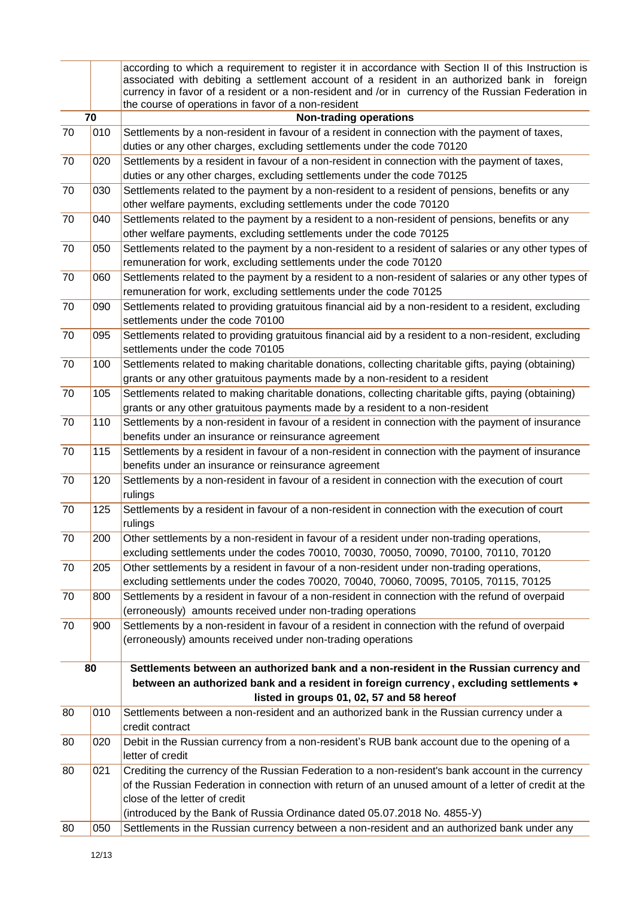| | | |
|---|---|---|
| | | according to which a requirement to register it in accordance with Section II of this Instruction is associated with debiting a settlement account of a resident in an authorized bank in foreign currency in favor of a resident or a non-resident and /or in currency of the Russian Federation in the course of operations in favor of a non-resident |
| **70** | | **Non-trading operations** |
| 70 | 010 | Settlements by a non-resident in favour of a resident in connection with the payment of taxes, duties or any other charges, excluding settlements under the code 70120 |
| 70 | 020 | Settlements by a resident in favour of a non-resident in connection with the payment of taxes, duties or any other charges, excluding settlements under the code 70125 |
| 70 | 030 | Settlements related to the payment by a non-resident to a resident of pensions, benefits or any other welfare payments, excluding settlements under the code 70120 |
| 70 | 040 | Settlements related to the payment by a resident to a non-resident of pensions, benefits or any other welfare payments, excluding settlements under the code 70125 |
| 70 | 050 | Settlements related to the payment by a non-resident to a resident of salaries or any other types of remuneration for work, excluding settlements under the code 70120 |
| 70 | 060 | Settlements related to the payment by a resident to a non-resident of salaries or any other types of remuneration for work, excluding settlements under the code 70125 |
| 70 | 090 | Settlements related to providing gratuitous financial aid by a non-resident to a resident, excluding settlements under the code 70100 |
| 70 | 095 | Settlements related to providing gratuitous financial aid by a resident to a non-resident, excluding settlements under the code 70105 |
| 70 | 100 | Settlements related to making charitable donations, collecting charitable gifts, paying (obtaining) grants or any other gratuitous payments made by a non-resident to a resident |
| 70 | 105 | Settlements related to making charitable donations, collecting charitable gifts, paying (obtaining) grants or any other gratuitous payments made by a resident to a non-resident |
| 70 | 110 | Settlements by a non-resident in favour of a resident in connection with the payment of insurance benefits under an insurance or reinsurance agreement |
| 70 | 115 | Settlements by a resident in favour of a non-resident in connection with the payment of insurance benefits under an insurance or reinsurance agreement |
| 70 | 120 | Settlements by a non-resident in favour of a resident in connection with the execution of court rulings |
| 70 | 125 | Settlements by a resident in favour of a non-resident in connection with the execution of court rulings |
| 70 | 200 | Other settlements by a non-resident in favour of a resident under non-trading operations, excluding settlements under the codes 70010, 70030, 70050, 70090, 70100, 70110, 70120 |
| 70 | 205 | Other settlements by a resident in favour of a non-resident under non-trading operations, excluding settlements under the codes 70020, 70040, 70060, 70095, 70105, 70115, 70125 |
| 70 | 800 | Settlements by a resident in favour of a non-resident in connection with the refund of overpaid (erroneously) amounts received under non-trading operations |
| 70 | 900 | Settlements by a non-resident in favour of a resident in connection with the refund of overpaid (erroneously) amounts received under non-trading operations |
| **80** | | **Settlements between an authorized bank and a non-resident in the Russian currency and between an authorized bank and a resident in foreign currency, excluding settlements * listed in groups 01, 02, 57 and 58 hereof** |
| 80 | 010 | Settlements between a non-resident and an authorized bank in the Russian currency under a credit contract |
| 80 | 020 | Debit in the Russian currency from a non-resident's RUB bank account due to the opening of a letter of credit |
| 80 | 021 | Crediting the currency of the Russian Federation to a non-resident's bank account in the currency of the Russian Federation in connection with return of an unused amount of a letter of credit at the close of the letter of credit<br>(introduced by the Bank of Russia Ordinance dated 05.07.2018 No. 4855-У) |
| 80 | 050 | Settlements in the Russian currency between a non-resident and an authorized bank under any |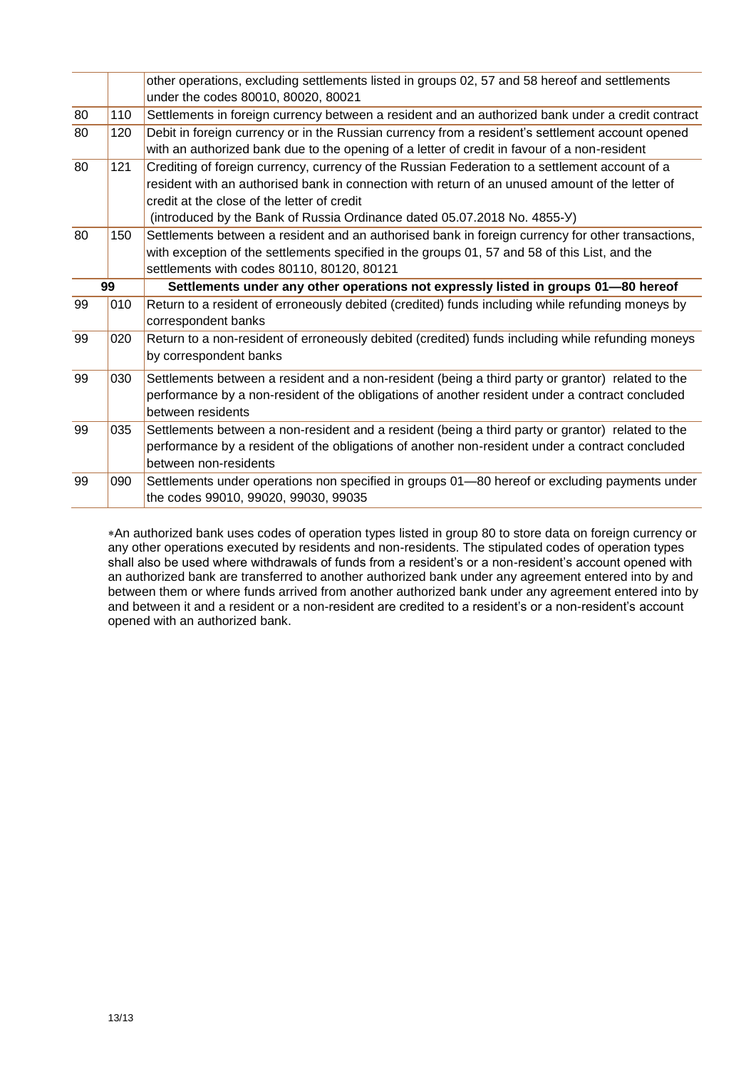| | | |
|---|---|---|
| | | other operations, excluding settlements listed in groups 02, 57 and 58 hereof and settlements under the codes 80010, 80020, 80021 |
| 80 | 110 | Settlements in foreign currency between a resident and an authorized bank under a credit contract |
| 80 | 120 | Debit in foreign currency or in the Russian currency from a resident's settlement account opened with an authorized bank due to the opening of a letter of credit in favour of a non-resident |
| 80 | 121 | Crediting of foreign currency, currency of the Russian Federation to a settlement account of a resident with an authorised bank in connection with return of an unused amount of the letter of credit at the close of the letter of credit (introduced by the Bank of Russia Ordinance dated 05.07.2018 No. 4855-У) |
| 80 | 150 | Settlements between a resident and an authorised bank in foreign currency for other transactions, with exception of the settlements specified in the groups 01, 57 and 58 of this List, and the settlements with codes 80110, 80120, 80121 |
| **99** | | **Settlements under any other operations not expressly listed in groups 01—80 hereof** |
| 99 | 010 | Return to a resident of erroneously debited (credited) funds including while refunding moneys by correspondent banks |
| 99 | 020 | Return to a non-resident of erroneously debited (credited) funds including while refunding moneys by correspondent banks |
| 99 | 030 | Settlements between a resident and a non-resident (being a third party or grantor) related to the performance by a non-resident of the obligations of another resident under a contract concluded between residents |
| 99 | 035 | Settlements between a non-resident and a resident (being a third party or grantor) related to the performance by a resident of the obligations of another non-resident under a contract concluded between non-residents |
| 99 | 090 | Settlements under operations non specified in groups 01—80 hereof or excluding payments under the codes 99010, 99020, 99030, 99035 |

*An authorized bank uses codes of operation types listed in group 80 to store data on foreign currency or any other operations executed by residents and non-residents. The stipulated codes of operation types shall also be used where withdrawals of funds from a resident's or a non-resident's account opened with an authorized bank are transferred to another authorized bank under any agreement entered into by and between them or where funds arrived from another authorized bank under any agreement entered into by and between it and a resident or a non-resident are credited to a resident's or a non-resident's account opened with an authorized bank.